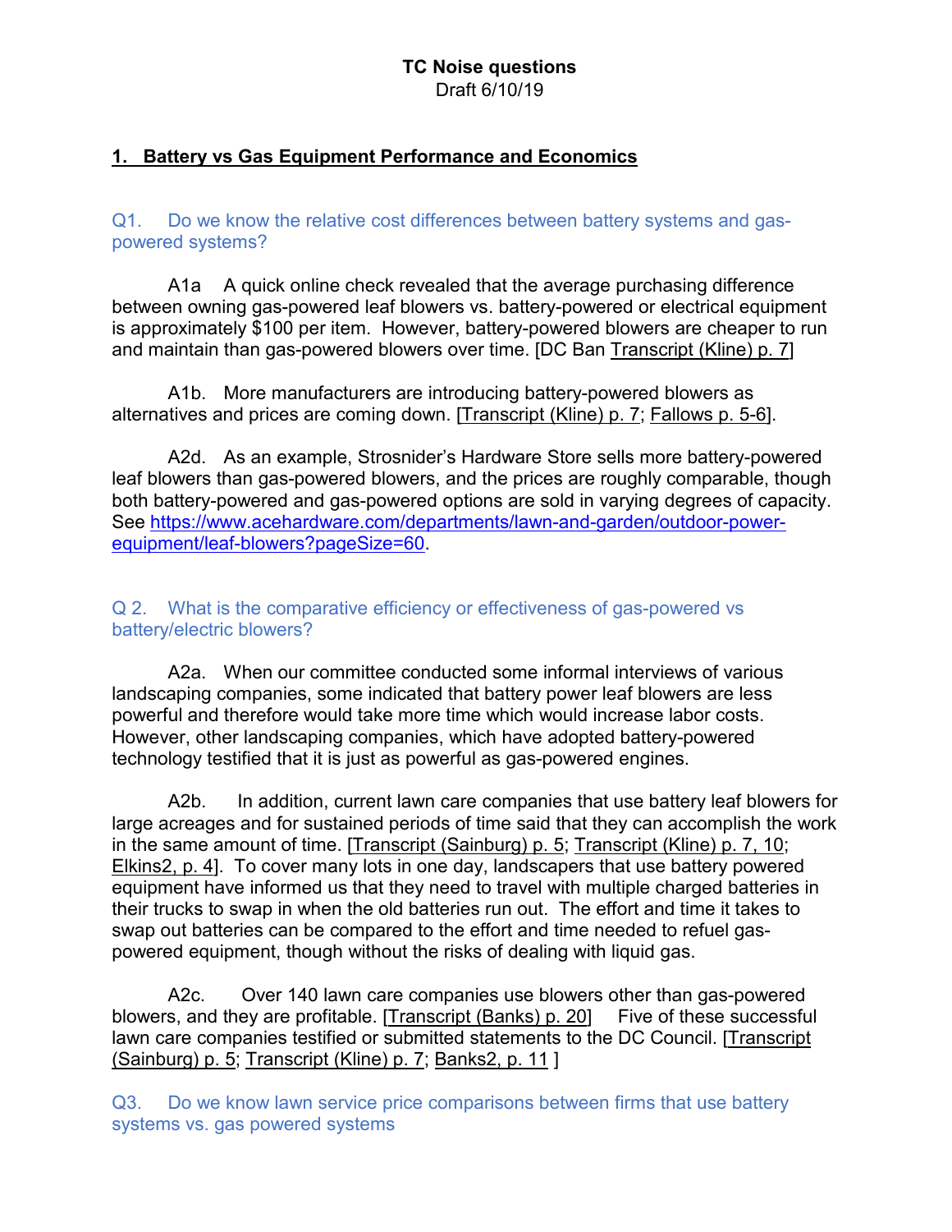**TC Noise questions**
Draft 6/10/19

## 1. Battery vs Gas Equipment Performance and Economics

Q1. Do we know the relative cost differences between battery systems and gas-powered systems?

A1a A quick online check revealed that the average purchasing difference between owning gas-powered leaf blowers vs. battery-powered or electrical equipment is approximately $100 per item. However, battery-powered blowers are cheaper to run and maintain than gas-powered blowers over time. [DC Ban Transcript (Kline) p. 7]

A1b. More manufacturers are introducing battery-powered blowers as alternatives and prices are coming down. [Transcript (Kline) p. 7; Fallows p. 5-6].

A2d. As an example, Strosnider's Hardware Store sells more battery-powered leaf blowers than gas-powered blowers, and the prices are roughly comparable, though both battery-powered and gas-powered options are sold in varying degrees of capacity. See https://www.acehardware.com/departments/lawn-and-garden/outdoor-power-equipment/leaf-blowers?pageSize=60.

Q 2. What is the comparative efficiency or effectiveness of gas-powered vs battery/electric blowers?

A2a. When our committee conducted some informal interviews of various landscaping companies, some indicated that battery power leaf blowers are less powerful and therefore would take more time which would increase labor costs. However, other landscaping companies, which have adopted battery-powered technology testified that it is just as powerful as gas-powered engines.

A2b. In addition, current lawn care companies that use battery leaf blowers for large acreages and for sustained periods of time said that they can accomplish the work in the same amount of time. [Transcript (Sainburg) p. 5; Transcript (Kline) p. 7, 10; Elkins2, p. 4]. To cover many lots in one day, landscapers that use battery powered equipment have informed us that they need to travel with multiple charged batteries in their trucks to swap in when the old batteries run out. The effort and time it takes to swap out batteries can be compared to the effort and time needed to refuel gas-powered equipment, though without the risks of dealing with liquid gas.

A2c. Over 140 lawn care companies use blowers other than gas-powered blowers, and they are profitable. [Transcript (Banks) p. 20] Five of these successful lawn care companies testified or submitted statements to the DC Council. [Transcript (Sainburg) p. 5; Transcript (Kline) p. 7; Banks2, p. 11 ]

Q3. Do we know lawn service price comparisons between firms that use battery systems vs. gas powered systems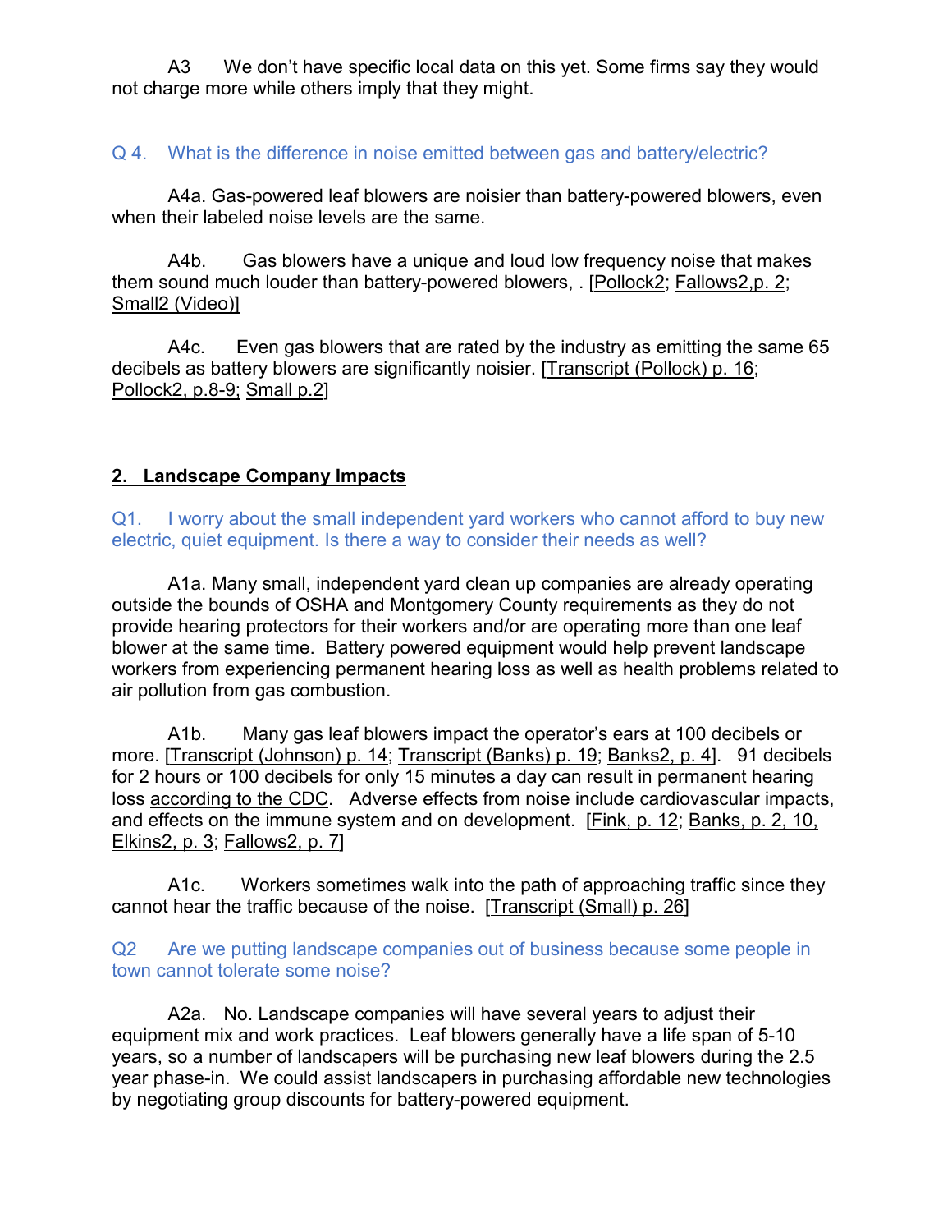A3 We don't have specific local data on this yet. Some firms say they would not charge more while others imply that they might.

Q 4. What is the difference in noise emitted between gas and battery/electric?

A4a. Gas-powered leaf blowers are noisier than battery-powered blowers, even when their labeled noise levels are the same.

A4b. Gas blowers have a unique and loud low frequency noise that makes them sound much louder than battery-powered blowers, . [Pollock2; Fallows2,p. 2; Small2 (Video)]

A4c. Even gas blowers that are rated by the industry as emitting the same 65 decibels as battery blowers are significantly noisier. [Transcript (Pollock) p. 16; Pollock2, p.8-9; Small p.2]

## 2. Landscape Company Impacts

Q1. I worry about the small independent yard workers who cannot afford to buy new electric, quiet equipment. Is there a way to consider their needs as well?

A1a. Many small, independent yard clean up companies are already operating outside the bounds of OSHA and Montgomery County requirements as they do not provide hearing protectors for their workers and/or are operating more than one leaf blower at the same time. Battery powered equipment would help prevent landscape workers from experiencing permanent hearing loss as well as health problems related to air pollution from gas combustion.

A1b. Many gas leaf blowers impact the operator's ears at 100 decibels or more. [Transcript (Johnson) p. 14; Transcript (Banks) p. 19; Banks2, p. 4]. 91 decibels for 2 hours or 100 decibels for only 15 minutes a day can result in permanent hearing loss according to the CDC. Adverse effects from noise include cardiovascular impacts, and effects on the immune system and on development. [Fink, p. 12; Banks, p. 2, 10, Elkins2, p. 3; Fallows2, p. 7]

A1c. Workers sometimes walk into the path of approaching traffic since they cannot hear the traffic because of the noise. [Transcript (Small) p. 26]

Q2 Are we putting landscape companies out of business because some people in town cannot tolerate some noise?

A2a. No. Landscape companies will have several years to adjust their equipment mix and work practices. Leaf blowers generally have a life span of 5-10 years, so a number of landscapers will be purchasing new leaf blowers during the 2.5 year phase-in. We could assist landscapers in purchasing affordable new technologies by negotiating group discounts for battery-powered equipment.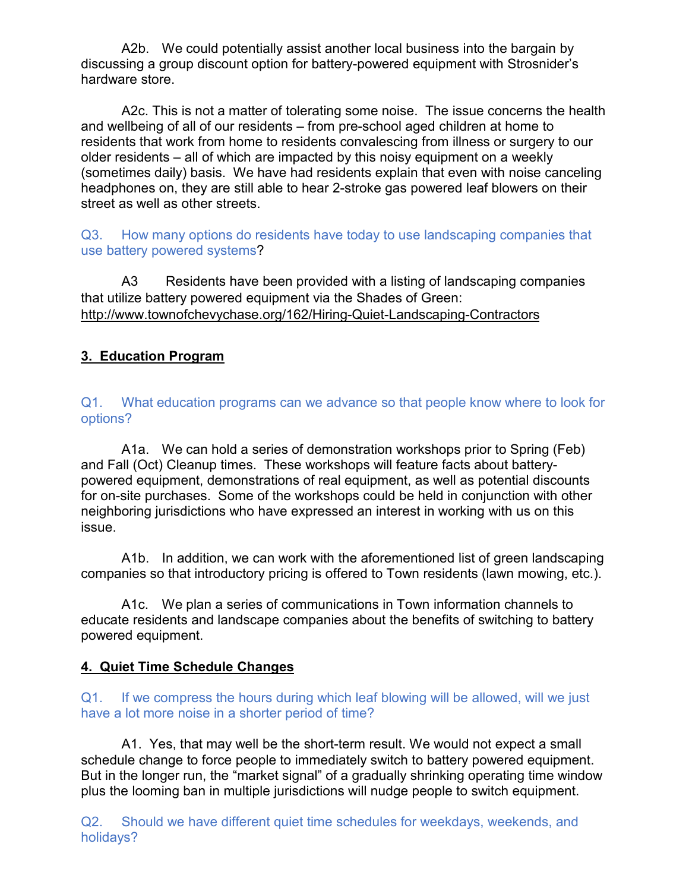A2b. We could potentially assist another local business into the bargain by discussing a group discount option for battery-powered equipment with Strosnider's hardware store.

A2c. This is not a matter of tolerating some noise. The issue concerns the health and wellbeing of all of our residents – from pre-school aged children at home to residents that work from home to residents convalescing from illness or surgery to our older residents – all of which are impacted by this noisy equipment on a weekly (sometimes daily) basis. We have had residents explain that even with noise canceling headphones on, they are still able to hear 2-stroke gas powered leaf blowers on their street as well as other streets.

Q3. How many options do residents have today to use landscaping companies that use battery powered systems?

A3 Residents have been provided with a listing of landscaping companies that utilize battery powered equipment via the Shades of Green: http://www.townofchevychase.org/162/Hiring-Quiet-Landscaping-Contractors

## 3. Education Program

Q1. What education programs can we advance so that people know where to look for options?

A1a. We can hold a series of demonstration workshops prior to Spring (Feb) and Fall (Oct) Cleanup times. These workshops will feature facts about battery-powered equipment, demonstrations of real equipment, as well as potential discounts for on-site purchases. Some of the workshops could be held in conjunction with other neighboring jurisdictions who have expressed an interest in working with us on this issue.

A1b. In addition, we can work with the aforementioned list of green landscaping companies so that introductory pricing is offered to Town residents (lawn mowing, etc.).

A1c. We plan a series of communications in Town information channels to educate residents and landscape companies about the benefits of switching to battery powered equipment.

## 4. Quiet Time Schedule Changes

Q1. If we compress the hours during which leaf blowing will be allowed, will we just have a lot more noise in a shorter period of time?

A1. Yes, that may well be the short-term result. We would not expect a small schedule change to force people to immediately switch to battery powered equipment. But in the longer run, the "market signal" of a gradually shrinking operating time window plus the looming ban in multiple jurisdictions will nudge people to switch equipment.

Q2. Should we have different quiet time schedules for weekdays, weekends, and holidays?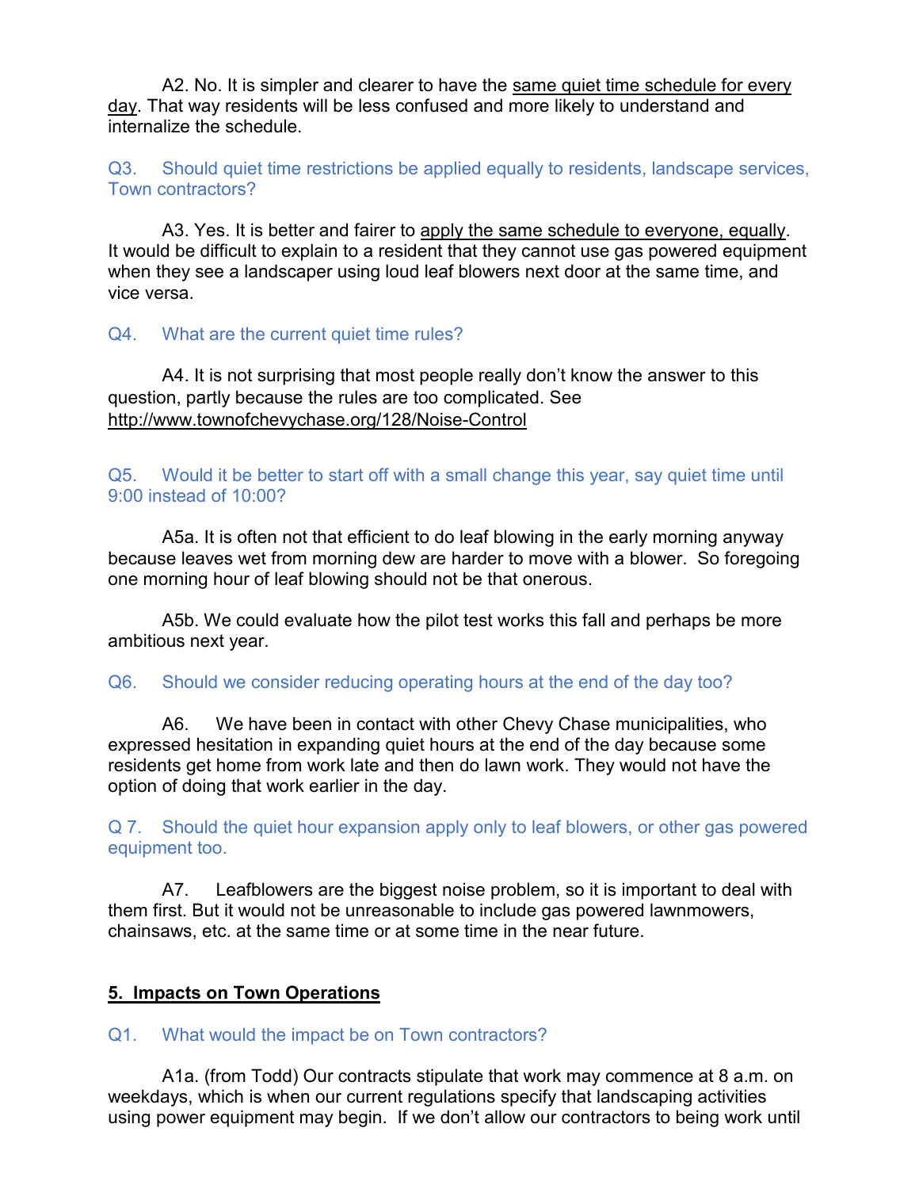A2. No. It is simpler and clearer to have the <u>same quiet time schedule for every day</u>. That way residents will be less confused and more likely to understand and internalize the schedule.

Q3. Should quiet time restrictions be applied equally to residents, landscape services, Town contractors?

A3. Yes. It is better and fairer to <u>apply the same schedule to everyone, equally</u>. It would be difficult to explain to a resident that they cannot use gas powered equipment when they see a landscaper using loud leaf blowers next door at the same time, and vice versa.

Q4. What are the current quiet time rules?

A4. It is not surprising that most people really don't know the answer to this question, partly because the rules are too complicated. See http://www.townofchevychase.org/128/Noise-Control

Q5. Would it be better to start off with a small change this year, say quiet time until 9:00 instead of 10:00?

A5a. It is often not that efficient to do leaf blowing in the early morning anyway because leaves wet from morning dew are harder to move with a blower. So foregoing one morning hour of leaf blowing should not be that onerous.

A5b. We could evaluate how the pilot test works this fall and perhaps be more ambitious next year.

Q6. Should we consider reducing operating hours at the end of the day too?

A6. We have been in contact with other Chevy Chase municipalities, who expressed hesitation in expanding quiet hours at the end of the day because some residents get home from work late and then do lawn work. They would not have the option of doing that work earlier in the day.

Q 7. Should the quiet hour expansion apply only to leaf blowers, or other gas powered equipment too.

A7. Leafblowers are the biggest noise problem, so it is important to deal with them first. But it would not be unreasonable to include gas powered lawnmowers, chainsaws, etc. at the same time or at some time in the near future.

## **<u>5. Impacts on Town Operations</u>**

Q1. What would the impact be on Town contractors?

A1a. (from Todd) Our contracts stipulate that work may commence at 8 a.m. on weekdays, which is when our current regulations specify that landscaping activities using power equipment may begin. If we don't allow our contractors to being work until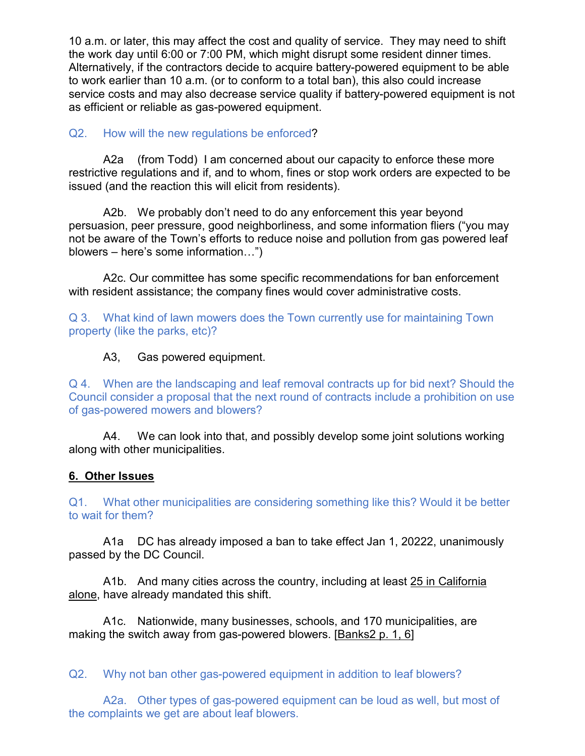10 a.m. or later, this may affect the cost and quality of service. They may need to shift the work day until 6:00 or 7:00 PM, which might disrupt some resident dinner times. Alternatively, if the contractors decide to acquire battery-powered equipment to be able to work earlier than 10 a.m. (or to conform to a total ban), this also could increase service costs and may also decrease service quality if battery-powered equipment is not as efficient or reliable as gas-powered equipment.

Q2. How will the new regulations be enforced?

A2a (from Todd) I am concerned about our capacity to enforce these more restrictive regulations and if, and to whom, fines or stop work orders are expected to be issued (and the reaction this will elicit from residents).

A2b. We probably don't need to do any enforcement this year beyond persuasion, peer pressure, good neighborliness, and some information fliers ("you may not be aware of the Town's efforts to reduce noise and pollution from gas powered leaf blowers – here's some information…")

A2c. Our committee has some specific recommendations for ban enforcement with resident assistance; the company fines would cover administrative costs.

Q 3. What kind of lawn mowers does the Town currently use for maintaining Town property (like the parks, etc)?

A3, Gas powered equipment.

Q 4. When are the landscaping and leaf removal contracts up for bid next? Should the Council consider a proposal that the next round of contracts include a prohibition on use of gas-powered mowers and blowers?

A4. We can look into that, and possibly develop some joint solutions working along with other municipalities.

## 6. Other Issues

Q1. What other municipalities are considering something like this? Would it be better to wait for them?

A1a DC has already imposed a ban to take effect Jan 1, 20222, unanimously passed by the DC Council.

A1b. And many cities across the country, including at least 25 in California alone, have already mandated this shift.

A1c. Nationwide, many businesses, schools, and 170 municipalities, are making the switch away from gas-powered blowers. [Banks2 p. 1, 6]

Q2. Why not ban other gas-powered equipment in addition to leaf blowers?

A2a. Other types of gas-powered equipment can be loud as well, but most of the complaints we get are about leaf blowers.